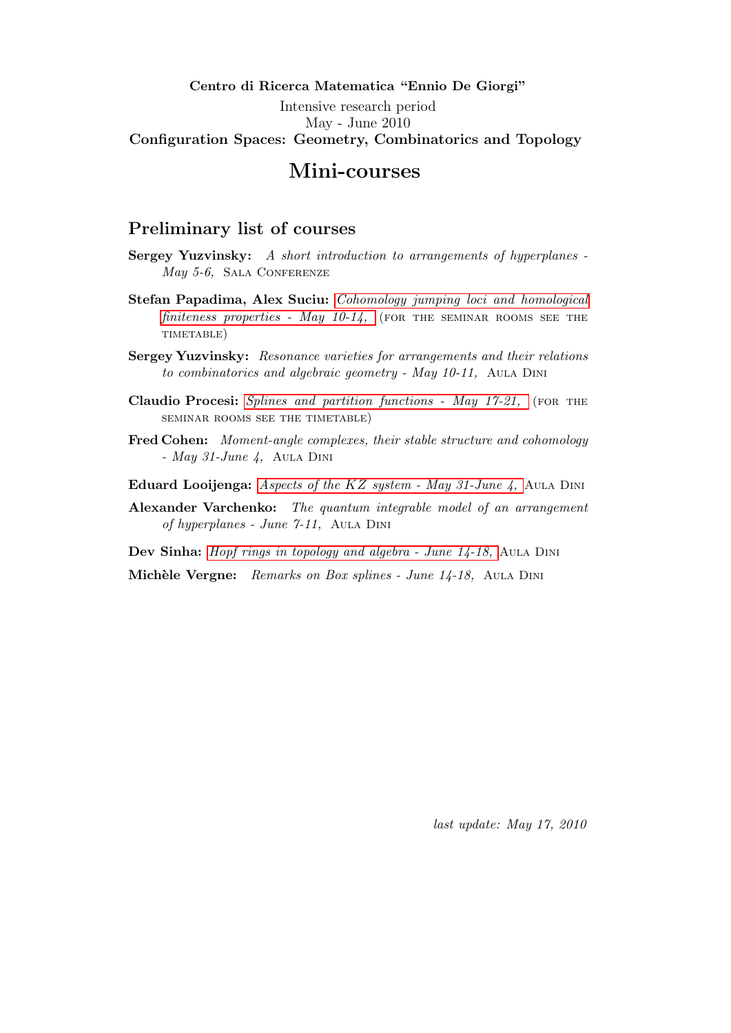**Centro di Ricerca Matematica "Ennio De Giorgi"**

Intensive research period
May - June 2010

**Configuration Spaces: Geometry, Combinatorics and Topology**

# Mini-courses

## Preliminary list of courses

**Sergey Yuzvinsky:** *A short introduction to arrangements of hyperplanes - May 5-6,* SALA CONFERENZE

**Stefan Papadima, Alex Suciu:** *Cohomology jumping loci and homological finiteness properties - May 10-14,* (FOR THE SEMINAR ROOMS SEE THE TIMETABLE)

**Sergey Yuzvinsky:** *Resonance varieties for arrangements and their relations to combinatorics and algebraic geometry - May 10-11,* AULA DINI

**Claudio Procesi:** *Splines and partition functions - May 17-21,* (FOR THE SEMINAR ROOMS SEE THE TIMETABLE)

**Fred Cohen:** *Moment-angle complexes, their stable structure and cohomology - May 31-June 4,* AULA DINI

**Eduard Looijenga:** *Aspects of the KZ system - May 31-June 4,* AULA DINI

**Alexander Varchenko:** *The quantum integrable model of an arrangement of hyperplanes - June 7-11,* AULA DINI

**Dev Sinha:** *Hopf rings in topology and algebra - June 14-18,* AULA DINI

**Michèle Vergne:** *Remarks on Box splines - June 14-18,* AULA DINI

*last update: May 17, 2010*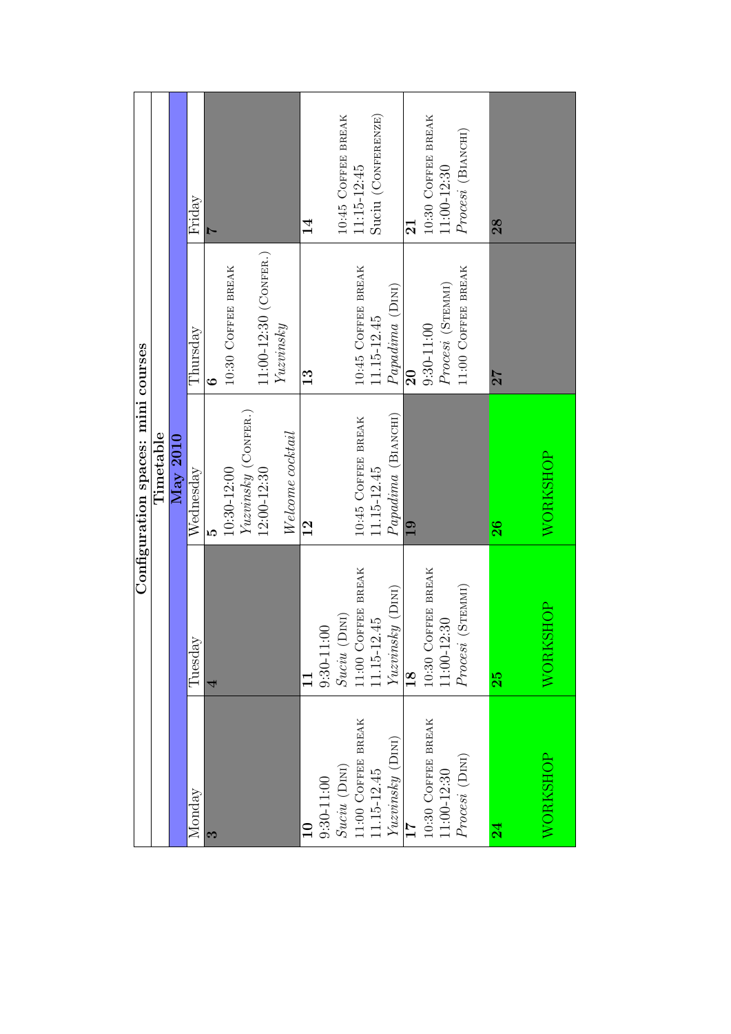# Configuration spaces: mini courses

## Timetable

### May 2010

| Monday | Tuesday | Wednesday | Thursday | Friday |
|---|---|---|---|---|
| **3** | **4** | **5**<br>10:30-12:00<br>*Yuzvinsky* (CONFER.)<br>12:00-12:30<br><br>*Welcome cocktail* | **6**<br><br>10:30 COFFEE BREAK<br><br>11:00-12:30 (CONFER.)<br>*Yuzvinsky* | **7** |
| **10**<br>9:30-11:00<br>*Suciu* (DINI)<br>11:00 COFFEE BREAK<br>11.15-12.45<br>*Yuzvinsky* (DINI) | **11**<br>9:30-11:00<br>*Suciu* (DINI)<br>11:00 COFFEE BREAK<br>11.15-12.45<br>*Yuzvinsky* (DINI) | **12**<br><br><br>10:45 COFFEE BREAK<br>11.15-12.45<br>*Papadima* (BIANCHI) | **13**<br><br><br>10:45 COFFEE BREAK<br>11.15-12.45<br>*Papadima* (DINI) | **14**<br><br><br>10:45 COFFEE BREAK<br>11.15-12.45<br>Suciu (CONFERENZE) |
| **17**<br>10:30 COFFEE BREAK<br>11:00-12:30<br>*Procesi* (DINI) | **18**<br>10:30 COFFEE BREAK<br>11:00-12:30<br>*Procesi* (STEMMI) | **19** | **20**<br>9:30-11:00<br>*Procesi* (STEMMI)<br>11:00 COFFEE BREAK | **21**<br>10:30 COFFEE BREAK<br>11:00-12:30<br>*Procesi* (BIANCHI) |
| **24**<br><br>WORKSHOP | **25**<br><br>WORKSHOP | **26**<br><br>WORKSHOP | **27** | **28** |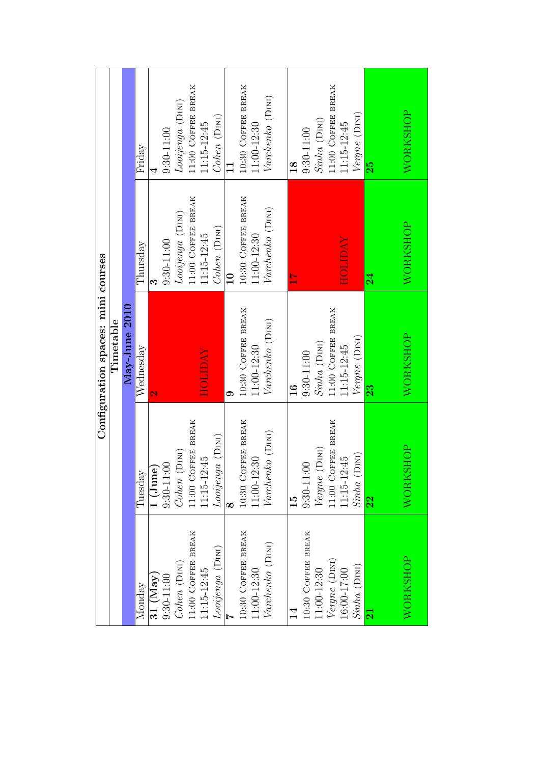# Configuration spaces: mini courses

## Timetable

### May-June 2010

| Monday | Tuesday | Wednesday | Thursday | Friday |
|---|---|---|---|---|
| **31 (May)**<br>9:30-11:00<br>*Cohen* (Dini)<br>11:00 Coffee break<br>11:15-12:45<br>*Looijenga* (Dini) | **1 (June)**<br>9:30-11:00<br>*Cohen* (Dini)<br>11:00 Coffee break<br>11:15-12:45<br>*Looijenga* (Dini) | **2**<br>HOLIDAY | **3**<br>9:30-11:00<br>*Looijenga* (Dini)<br>11:00 Coffee break<br>11:15-12:45<br>*Cohen* (Dini) | **4**<br>9:30-11:00<br>*Looijenga* (Dini)<br>11:00 Coffee break<br>11:15-12:45<br>*Cohen* (Dini) |
| **7**<br>10:30 Coffee break<br>11:00-12:30<br>*Varchenko* (Dini) | **8**<br>10:30 Coffee break<br>11:00-12:30<br>*Varchenko* (Dini) | **9**<br>10:30 Coffee break<br>11:00-12:30<br>*Varchenko* (Dini) | **10**<br>10:30 Coffee break<br>11:00-12:30<br>*Varchenko* (Dini) | **11**<br>10:30 Coffee break<br>11:00-12:30<br>*Varchenko* (Dini) |
| **14**<br>10:30 Coffee break<br>11:00-12:30<br>*Vergne* (Dini)<br>16:00-17:00<br>*Sinha* (Dini) | **15**<br>9:30-11:00<br>*Vergne* (Dini)<br>11:00 Coffee break<br>11:15-12:45<br>*Sinha* (Dini) | **16**<br>9:30-11:00<br>*Sinha* (Dini)<br>11:00 Coffee break<br>11:15-12:45<br>*Vergne* (Dini) | **17**<br>HOLIDAY | **18**<br>9:30-11:00<br>*Sinha* (Dini)<br>11:00 Coffee break<br>11:15-12:45<br>*Vergne* (Dini) |
| **21**<br>WORKSHOP | **22**<br>WORKSHOP | **23**<br>WORKSHOP | **24**<br>WORKSHOP | **25**<br>WORKSHOP |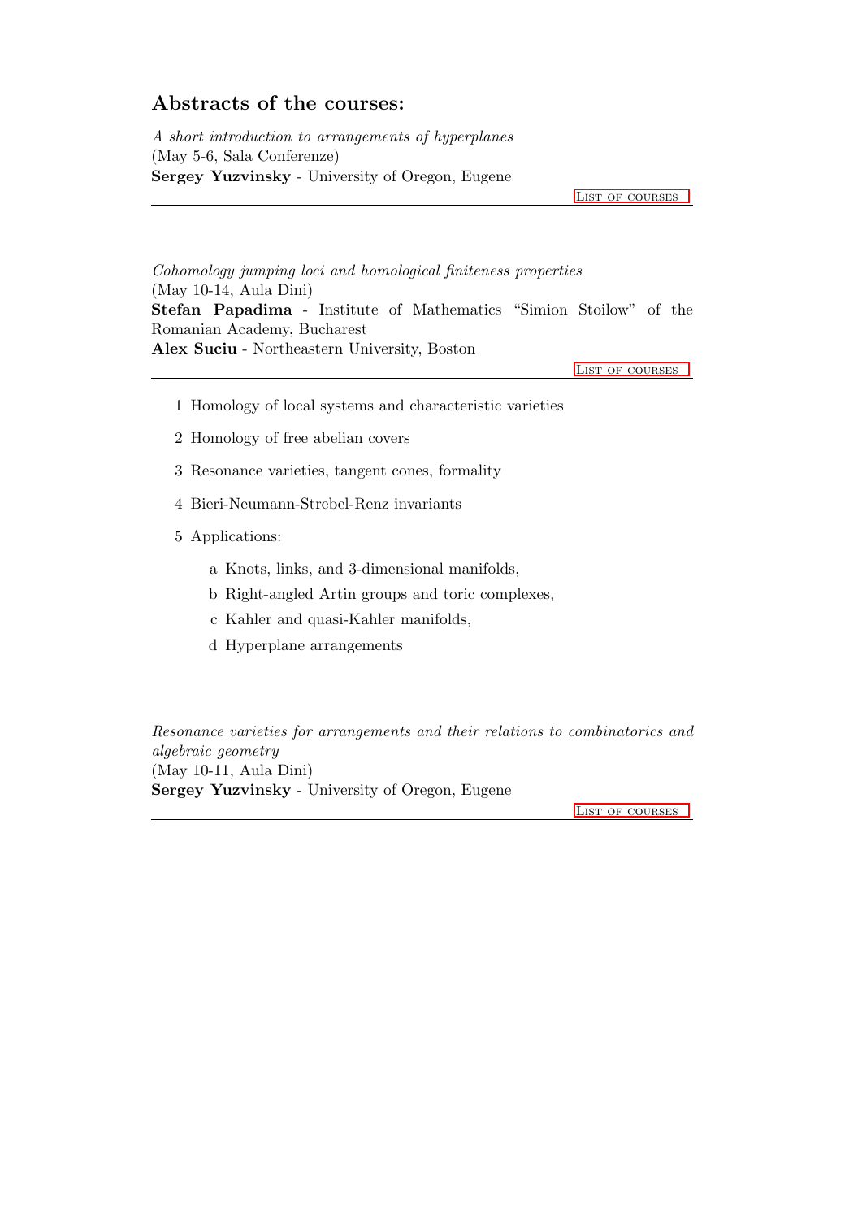## Abstracts of the courses:

*A short introduction to arrangements of hyperplanes*
(May 5-6, Sala Conferenze)
**Sergey Yuzvinsky** - University of Oregon, Eugene

List of courses

---

*Cohomology jumping loci and homological finiteness properties*
(May 10-14, Aula Dini)
**Stefan Papadima** - Institute of Mathematics "Simion Stoilow" of the Romanian Academy, Bucharest
**Alex Suciu** - Northeastern University, Boston

List of courses

---

1. Homology of local systems and characteristic varieties
2. Homology of free abelian covers
3. Resonance varieties, tangent cones, formality
4. Bieri-Neumann-Strebel-Renz invariants
5. Applications:
   - a Knots, links, and 3-dimensional manifolds,
   - b Right-angled Artin groups and toric complexes,
   - c Kahler and quasi-Kahler manifolds,
   - d Hyperplane arrangements

*Resonance varieties for arrangements and their relations to combinatorics and algebraic geometry*
(May 10-11, Aula Dini)
**Sergey Yuzvinsky** - University of Oregon, Eugene

List of courses

---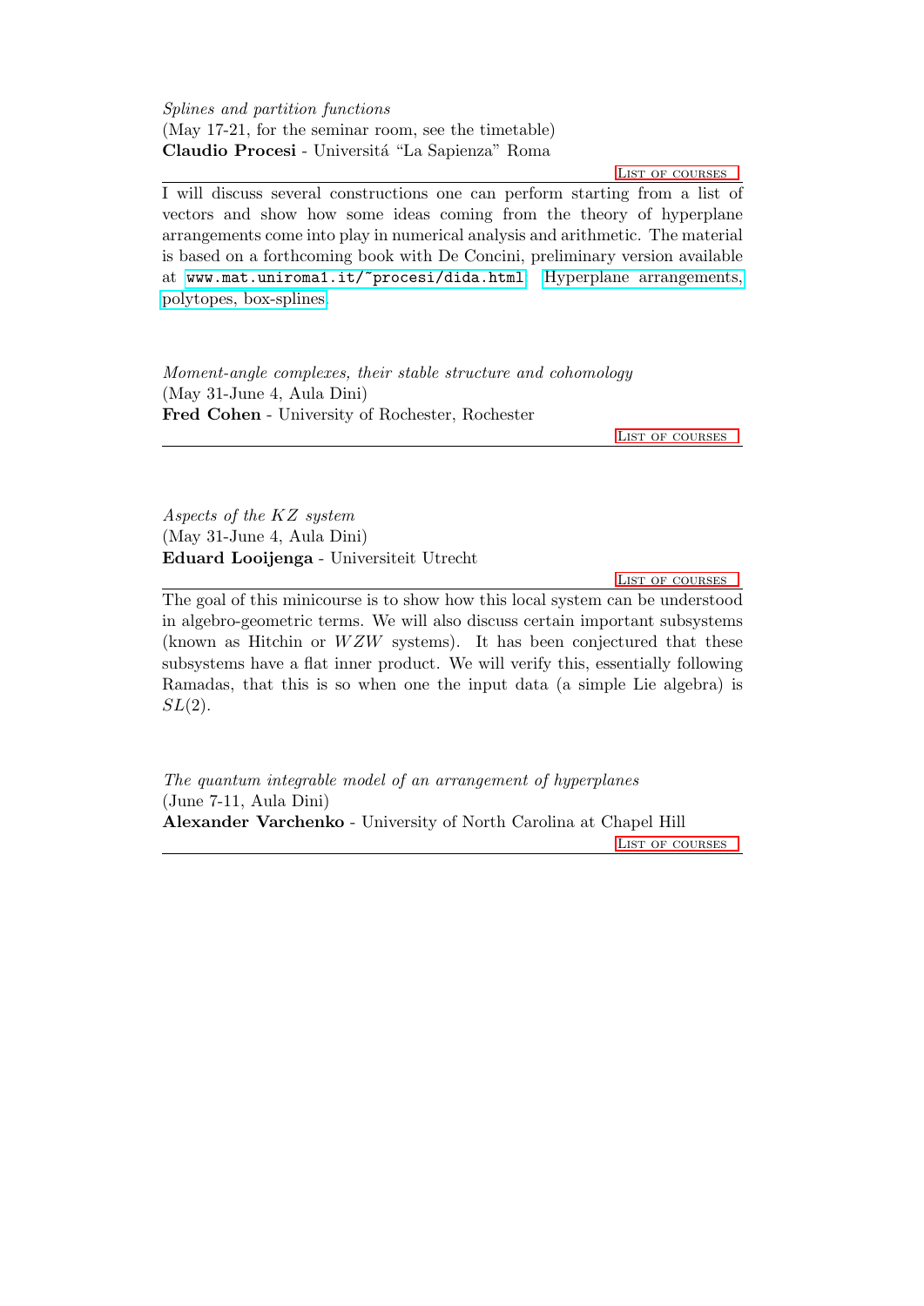*Splines and partition functions*
(May 17-21, for the seminar room, see the timetable)
**Claudio Procesi** - Universitá "La Sapienza" Roma

List of courses

---

I will discuss several constructions one can perform starting from a list of vectors and show how some ideas coming from the theory of hyperplane arrangements come into play in numerical analysis and arithmetic. The material is based on a forthcoming book with De Concini, preliminary version available at `www.mat.uniroma1.it/~procesi/dida.html`: Hyperplane arrangements, polytopes, box-splines.

*Moment-angle complexes, their stable structure and cohomology*
(May 31-June 4, Aula Dini)
**Fred Cohen** - University of Rochester, Rochester

List of courses

---

*Aspects of the $KZ$ system*
(May 31-June 4, Aula Dini)
**Eduard Looijenga** - Universiteit Utrecht

List of courses

---

The goal of this minicourse is to show how this local system can be understood in algebro-geometric terms. We will also discuss certain important subsystems (known as Hitchin or $WZW$ systems). It has been conjectured that these subsystems have a flat inner product. We will verify this, essentially following Ramadas, that this is so when one the input data (a simple Lie algebra) is $SL(2)$.

*The quantum integrable model of an arrangement of hyperplanes*
(June 7-11, Aula Dini)
**Alexander Varchenko** - University of North Carolina at Chapel Hill

List of courses

---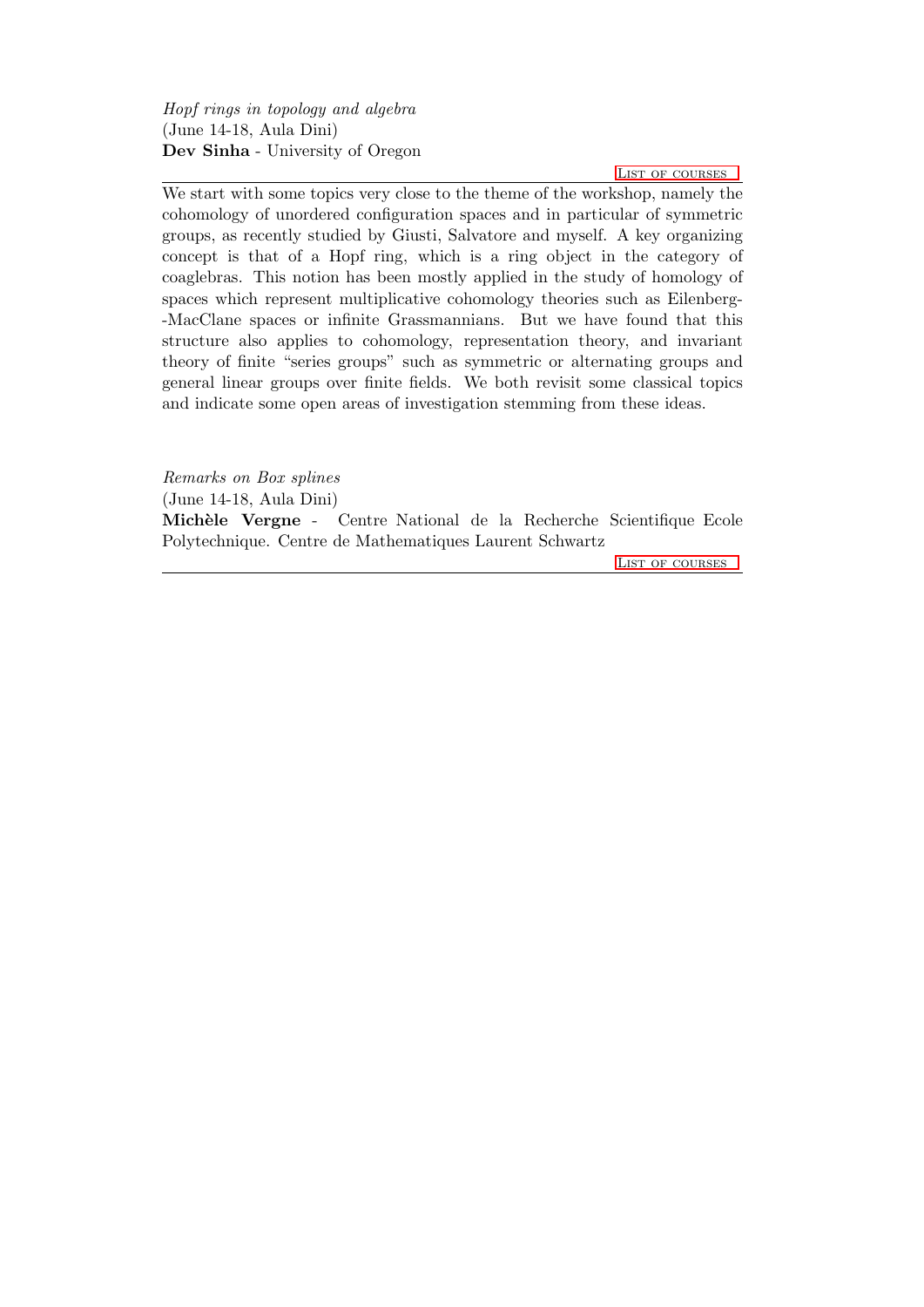*Hopf rings in topology and algebra*
(June 14-18, Aula Dini)
**Dev Sinha** - University of Oregon

List of courses

---

We start with some topics very close to the theme of the workshop, namely the cohomology of unordered configuration spaces and in particular of symmetric groups, as recently studied by Giusti, Salvatore and myself. A key organizing concept is that of a Hopf ring, which is a ring object in the category of coaglebras. This notion has been mostly applied in the study of homology of spaces which represent multiplicative cohomology theories such as Eilenberg--MacClane spaces or infinite Grassmannians. But we have found that this structure also applies to cohomology, representation theory, and invariant theory of finite "series groups" such as symmetric or alternating groups and general linear groups over finite fields. We both revisit some classical topics and indicate some open areas of investigation stemming from these ideas.

*Remarks on Box splines*
(June 14-18, Aula Dini)
**Michèle Vergne** - Centre National de la Recherche Scientifique Ecole Polytechnique. Centre de Mathematiques Laurent Schwartz

List of courses

---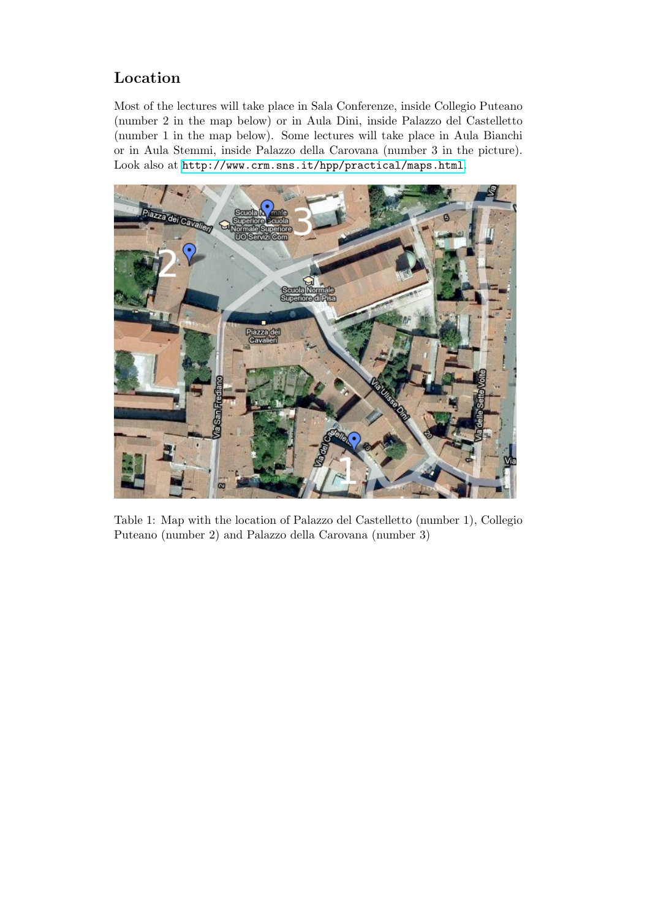## Location

Most of the lectures will take place in Sala Conferenze, inside Collegio Puteano (number 2 in the map below) or in Aula Dini, inside Palazzo del Castelletto (number 1 in the map below). Some lectures will take place in Aula Bianchi or in Aula Stemmi, inside Palazzo della Carovana (number 3 in the picture). Look also at http://www.crm.sns.it/hpp/practical/maps.html.

Table 1: Map with the location of Palazzo del Castelletto (number 1), Collegio Puteano (number 2) and Palazzo della Carovana (number 3)